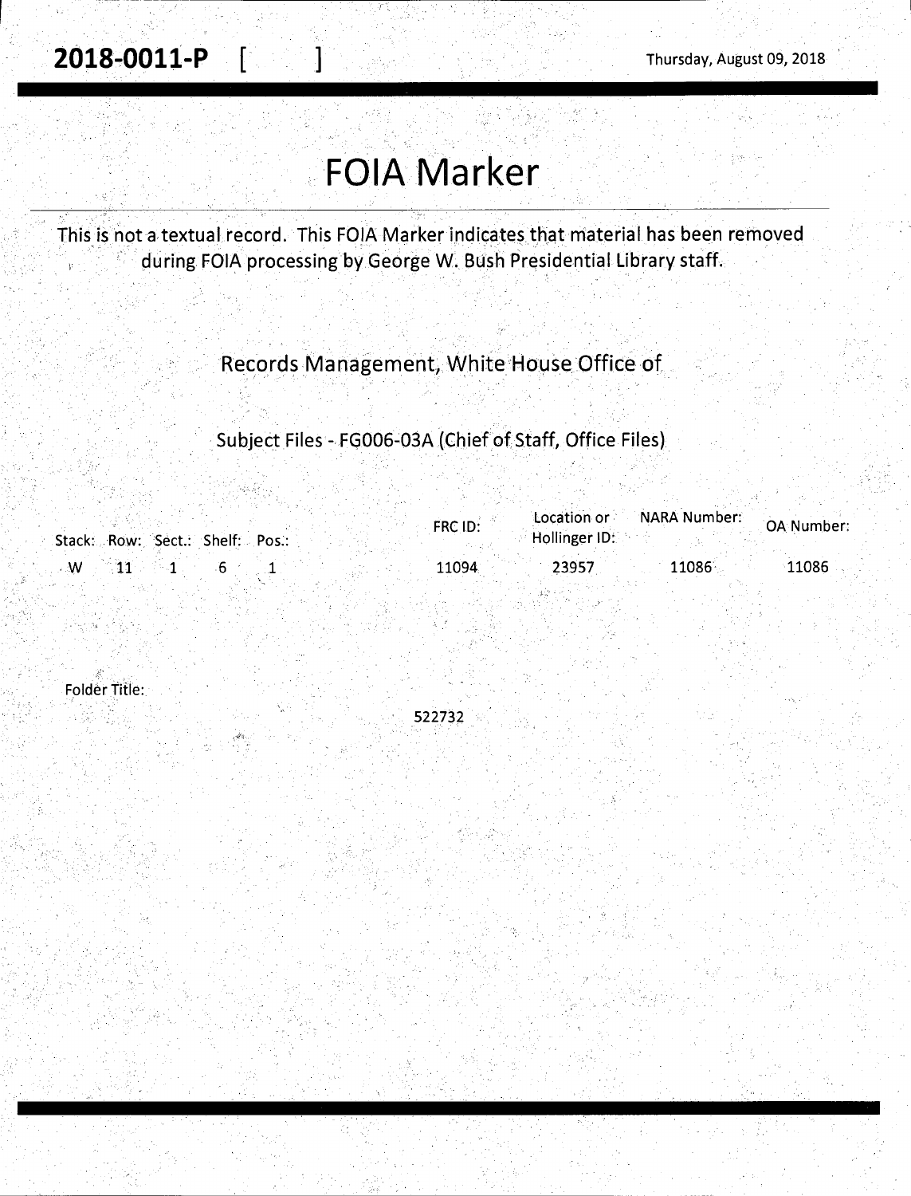**2018-0011-P** [ ]

Thursday, August 09, 2018

# FOIA Marker

This is not a textual record. This FOIA Marker indicates that material has been removed during FOIA processing by George W. Bush Presidential Library staff.

Records Management, White House Office of

Subject Files - FG006-03A (Chief of Staff, Office Files)

| Stack: | Row: | Sect.: | Shelf: | Pos.: | FRC ID: | Location or Hollinger ID: | NARA Number: | OA Number: |
|---|---|---|---|---|---|---|---|---|
| W | 11 | 1 | 6 | 1 | 11094 | 23957 | 11086 | 11086 |

Folder Title:

522732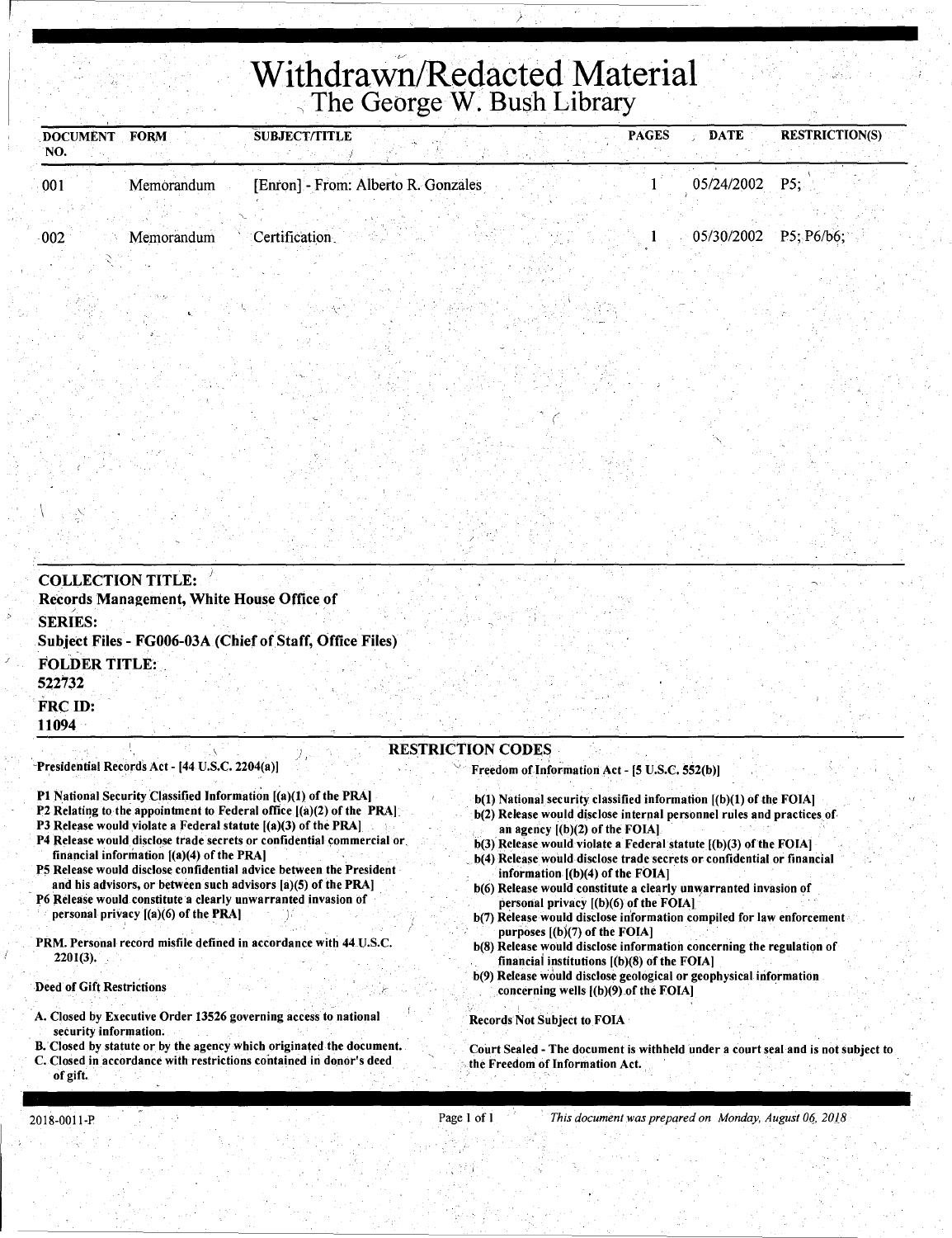# Withdrawn/Redacted Material

## The George W. Bush Library

| DOCUMENT NO. | FORM | SUBJECT/TITLE | PAGES | DATE | RESTRICTION(S) |
|---|---|---|---|---|---|
| 001 | Memorandum | [Enron] - From: Alberto R. Gonzales | 1 | 05/24/2002 | P5; |
| 002 | Memorandum | Certification | 1 | 05/30/2002 | P5; P6/b6; |

**COLLECTION TITLE:**
**Records Management, White House Office of**

**SERIES:**
**Subject Files - FG006-03A (Chief of Staff, Office Files)**

**FOLDER TITLE:**
**522732**

**FRC ID:**
**11094**

### RESTRICTION CODES

**Presidential Records Act - [44 U.S.C. 2204(a)]**

**P1 National Security Classified Information [(a)(1) of the PRA]**
**P2 Relating to the appointment to Federal office [(a)(2) of the PRA]**
**P3 Release would violate a Federal statute [(a)(3) of the PRA]**
**P4 Release would disclose trade secrets or confidential commercial or financial information [(a)(4) of the PRA]**
**P5 Release would disclose confidential advice between the President and his advisors, or between such advisors [a)(5) of the PRA]**
**P6 Release would constitute a clearly unwarranted invasion of personal privacy [(a)(6) of the PRA]**

**PRM. Personal record misfile defined in accordance with 44 U.S.C. 2201(3).**

**Deed of Gift Restrictions**

**A. Closed by Executive Order 13526 governing access to national security information.**
**B. Closed by statute or by the agency which originated the document.**
**C. Closed in accordance with restrictions contained in donor's deed of gift.**

**Freedom of Information Act - [5 U.S.C. 552(b)]**

**b(1) National security classified information [(b)(1) of the FOIA]**
**b(2) Release would disclose internal personnel rules and practices of an agency [(b)(2) of the FOIA]**
**b(3) Release would violate a Federal statute [(b)(3) of the FOIA]**
**b(4) Release would disclose trade secrets or confidential or financial information [(b)(4) of the FOIA]**
**b(6) Release would constitute a clearly unwarranted invasion of personal privacy [(b)(6) of the FOIA]**
**b(7) Release would disclose information compiled for law enforcement purposes [(b)(7) of the FOIA]**
**b(8) Release would disclose information concerning the regulation of financial institutions [(b)(8) of the FOIA]**
**b(9) Release would disclose geological or geophysical information concerning wells [(b)(9) of the FOIA]**

**Records Not Subject to FOIA**

**Court Sealed - The document is withheld under a court seal and is not subject to the Freedom of Information Act.**

2018-0011-P

*This document was prepared on Monday, August 06, 2018*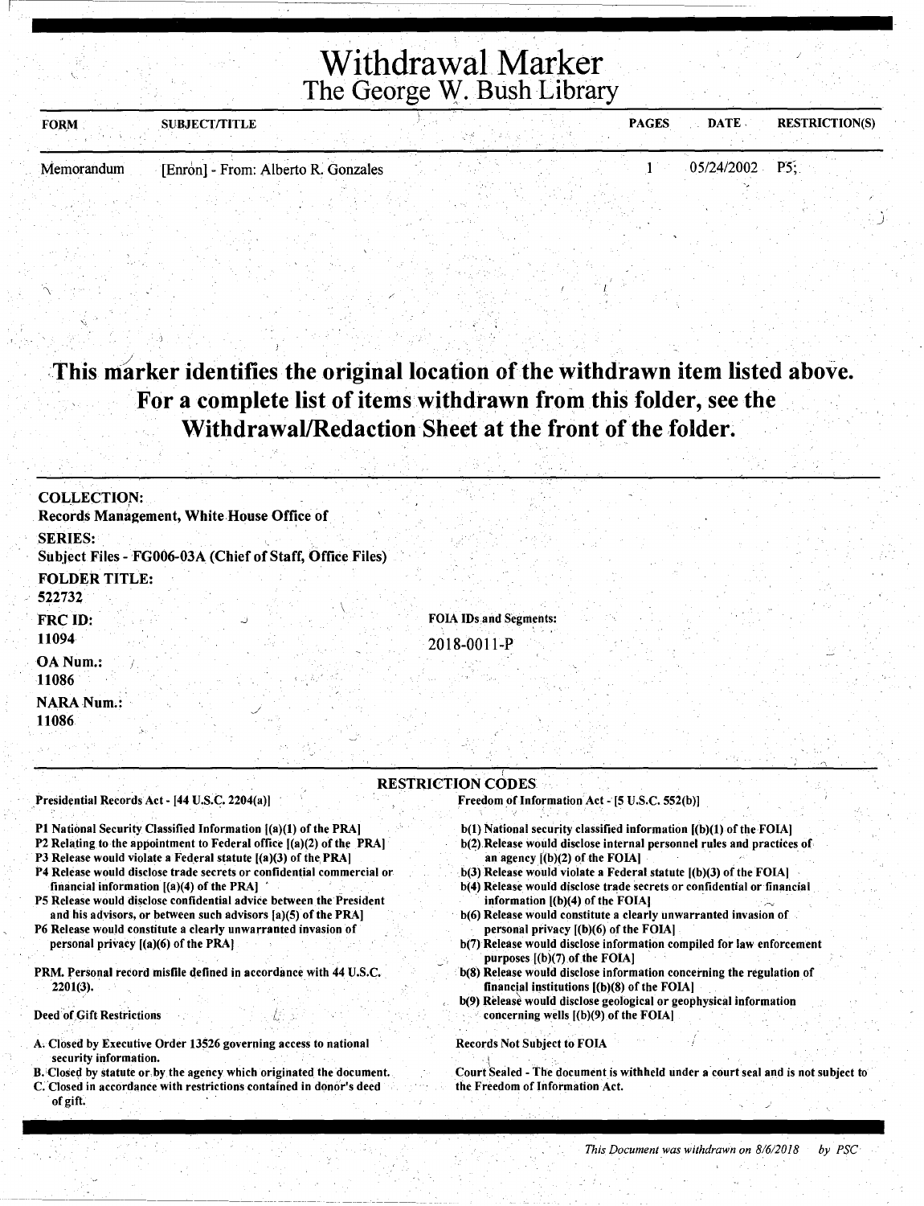# Withdrawal Marker
## The George W. Bush Library

| FORM | SUBJECT/TITLE | PAGES | DATE | RESTRICTION(S) |
|---|---|---|---|---|
| Memorandum | [Enron] - From: Alberto R. Gonzales | 1 | 05/24/2002 | P5; |

**This marker identifies the original location of the withdrawn item listed above. For a complete list of items withdrawn from this folder, see the Withdrawal/Redaction Sheet at the front of the folder.**

**COLLECTION:**
Records Management, White House Office of

**SERIES:**
Subject Files - FG006-03A (Chief of Staff, Office Files)

**FOLDER TITLE:**
522732

**FRC ID:**
11094

**FOIA IDs and Segments:**
2018-0011-P

**OA Num.:**
11086

**NARA Num.:**
11086

### RESTRICTION CODES

Presidential Records Act - [44 U.S.C. 2204(a)]

P1 National Security Classified Information [(a)(1) of the PRA]
P2 Relating to the appointment to Federal office [(a)(2) of the PRA]
P3 Release would violate a Federal statute [(a)(3) of the PRA]
P4 Release would disclose trade secrets or confidential commercial or financial information [(a)(4) of the PRA]
P5 Release would disclose confidential advice between the President and his advisors, or between such advisors [a)(5) of the PRA]
P6 Release would constitute a clearly unwarranted invasion of personal privacy [(a)(6) of the PRA]

PRM. Personal record misfile defined in accordance with 44 U.S.C. 2201(3).

Deed of Gift Restrictions

A. Closed by Executive Order 13526 governing access to national security information.
B. Closed by statute or by the agency which originated the document.
C. Closed in accordance with restrictions contained in donor's deed of gift.

Freedom of Information Act - [5 U.S.C. 552(b)]

b(1) National security classified information [(b)(1) of the FOIA]
b(2) Release would disclose internal personnel rules and practices of an agency [(b)(2) of the FOIA]
b(3) Release would violate a Federal statute [(b)(3) of the FOIA]
b(4) Release would disclose trade secrets or confidential or financial information [(b)(4) of the FOIA]
b(6) Release would constitute a clearly unwarranted invasion of personal privacy [(b)(6) of the FOIA]
b(7) Release would disclose information compiled for law enforcement purposes [(b)(7) of the FOIA]
b(8) Release would disclose information concerning the regulation of financial institutions [(b)(8) of the FOIA]
b(9) Release would disclose geological or geophysical information concerning wells [(b)(9) of the FOIA]

Records Not Subject to FOIA

Court Sealed - The document is withheld under a court seal and is not subject to the Freedom of Information Act.

*This Document was withdrawn on 8/6/2018 by PSC*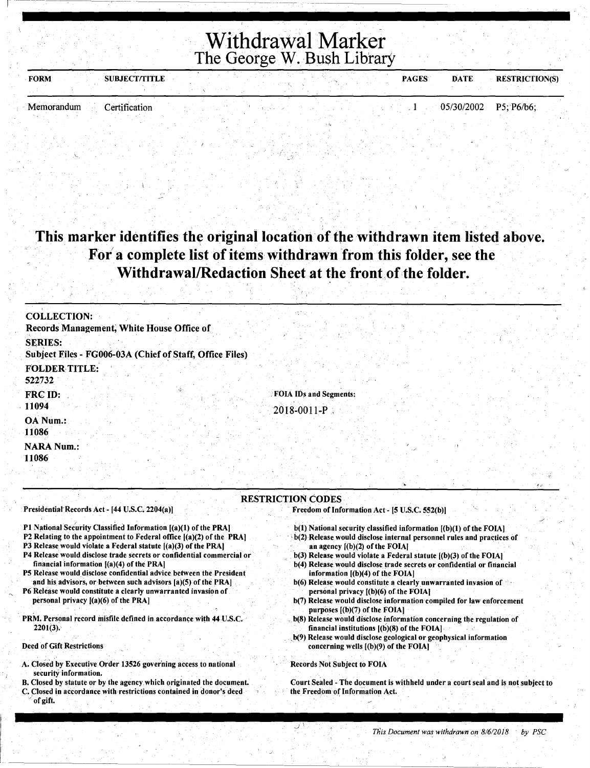# Withdrawal Marker
## The George W. Bush Library

| FORM | SUBJECT/TITLE | PAGES | DATE | RESTRICTION(S) |
| --- | --- | --- | --- | --- |
| Memorandum | Certification | 1 | 05/30/2002 | P5; P6/b6; |

**This marker identifies the original location of the withdrawn item listed above. For a complete list of items withdrawn from this folder, see the Withdrawal/Redaction Sheet at the front of the folder.**

**COLLECTION:**
Records Management, White House Office of

**SERIES:**
Subject Files - FG006-03A (Chief of Staff, Office Files)

**FOLDER TITLE:**
522732

**FRC ID:**
11094

**FOIA IDs and Segments:**
2018-0011-P

**OA Num.:**
11086

**NARA Num.:**
11086

### RESTRICTION CODES

Presidential Records Act - [44 U.S.C. 2204(a)]

P1 National Security Classified Information [(a)(1) of the PRA]
P2 Relating to the appointment to Federal office [(a)(2) of the PRA]
P3 Release would violate a Federal statute [(a)(3) of the PRA]
P4 Release would disclose trade secrets or confidential commercial or financial information [(a)(4) of the PRA]
P5 Release would disclose confidential advice between the President and his advisors, or between such advisors [a)(5) of the PRA]
P6 Release would constitute a clearly unwarranted invasion of personal privacy [(a)(6) of the PRA]

PRM. Personal record misfile defined in accordance with 44 U.S.C. 2201(3).

Deed of Gift Restrictions

A. Closed by Executive Order 13526 governing access to national security information.
B. Closed by statute or by the agency which originated the document.
C. Closed in accordance with restrictions contained in donor's deed of gift.

Freedom of Information Act - [5 U.S.C. 552(b)]

b(1) National security classified information [(b)(1) of the FOIA]
b(2) Release would disclose internal personnel rules and practices of an agency [(b)(2) of the FOIA]
b(3) Release would violate a Federal statute [(b)(3) of the FOIA]
b(4) Release would disclose trade secrets or confidential or financial information [(b)(4) of the FOIA]
b(6) Release would constitute a clearly unwarranted invasion of personal privacy [(b)(6) of the FOIA]
b(7) Release would disclose information compiled for law enforcement purposes [(b)(7) of the FOIA]
b(8) Release would disclose information concerning the regulation of financial institutions [(b)(8) of the FOIA]
b(9) Release would disclose geological or geophysical information concerning wells [(b)(9) of the FOIA]

Records Not Subject to FOIA

Court Sealed - The document is withheld under a court seal and is not subject to the Freedom of Information Act.

*This Document was withdrawn on 8/6/2018 by PSC*